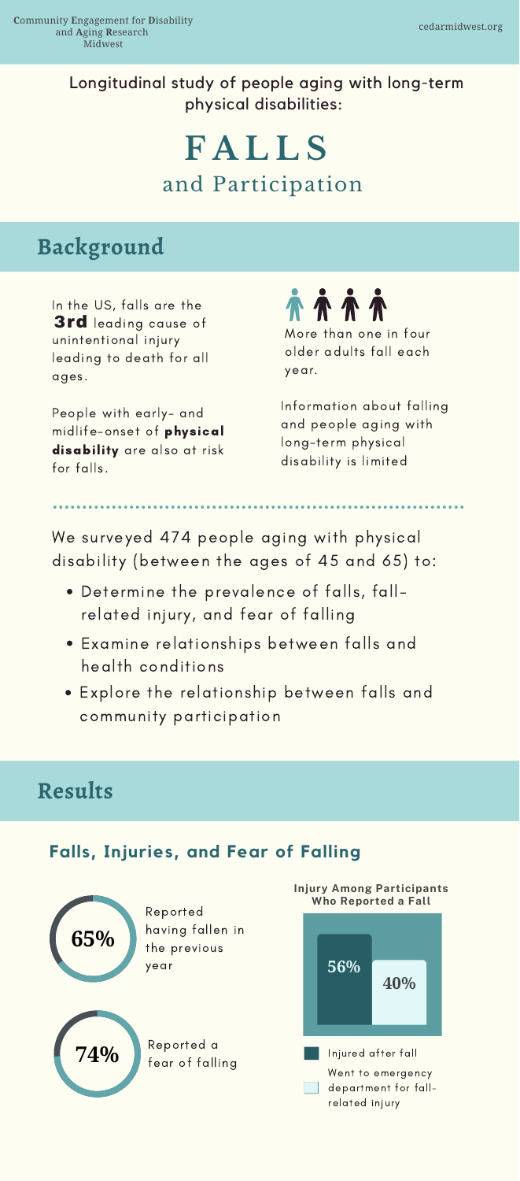**C**ommunity **E**ngagement for **D**isability and **A**ging **R**esearch Midwest

cedarmidwest.org

Longitudinal study of people aging with long-term physical disabilities:

# FALLS
## and Participation

## Background

In the US, falls are the **3rd** leading cause of unintentional injury leading to death for all ages.

More than one in four older adults fall each year.

People with early- and midlife-onset of **physical disability** are also at risk for falls.

Information about falling and people aging with long-term physical disability is limited

We surveyed 474 people aging with physical disability (between the ages of 45 and 65) to:

- Determine the prevalence of falls, fall-related injury, and fear of falling
- Examine relationships between falls and health conditions
- Explore the relationship between falls and community participation

## Results

### Falls, Injuries, and Fear of Falling

**65%** Reported having fallen in the previous year

**74%** Reported a fear of falling

**Injury Among Participants Who Reported a Fall**

| Injured after fall | Went to emergency department for fall-related injury |
| --- | --- |
| 56% | 40% |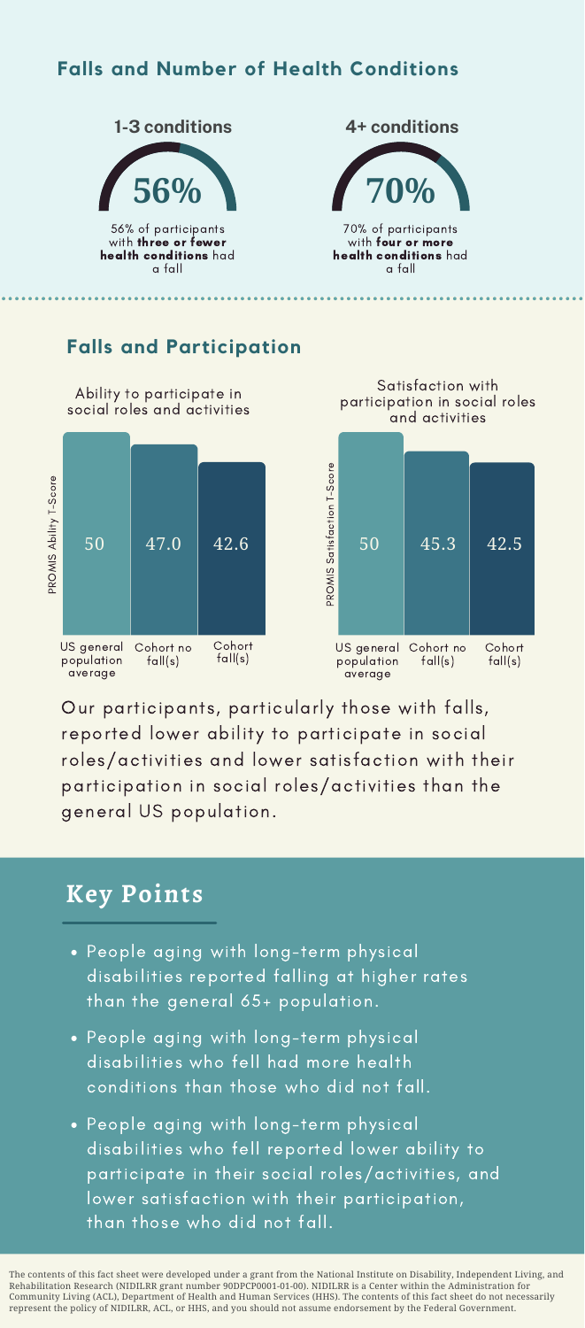## Falls and Number of Health Conditions

1-3 conditions

56%

56% of participants with **three or fewer health conditions** had a fall

4+ conditions

70%

70% of participants with **four or more health conditions** had a fall

## Falls and Participation

Ability to participate in social roles and activities

PROMIS Ability T-Score

50

47.0

42.6

US general population average

Cohort no fall(s)

Cohort fall(s)

Satisfaction with participation in social roles and activities

PROMIS Satisfaction T-Score

50

45.3

42.5

US general population average

Cohort no fall(s)

Cohort fall(s)

Our participants, particularly those with falls, reported lower ability to participate in social roles/activities and lower satisfaction with their participation in social roles/activities than the general US population.

## Key Points

- People aging with long-term physical disabilities reported falling at higher rates than the general 65+ population.
- People aging with long-term physical disabilities who fell had more health conditions than those who did not fall.
- People aging with long-term physical disabilities who fell reported lower ability to participate in their social roles/activities, and lower satisfaction with their participation, than those who did not fall.

The contents of this fact sheet were developed under a grant from the National Institute on Disability, Independent Living, and Rehabilitation Research (NIDILRR grant number 90DPCP0001-01-00). NIDILRR is a Center within the Administration for Community Living (ACL), Department of Health and Human Services (HHS). The contents of this fact sheet do not necessarily represent the policy of NIDILRR, ACL, or HHS, and you should not assume endorsement by the Federal Government.